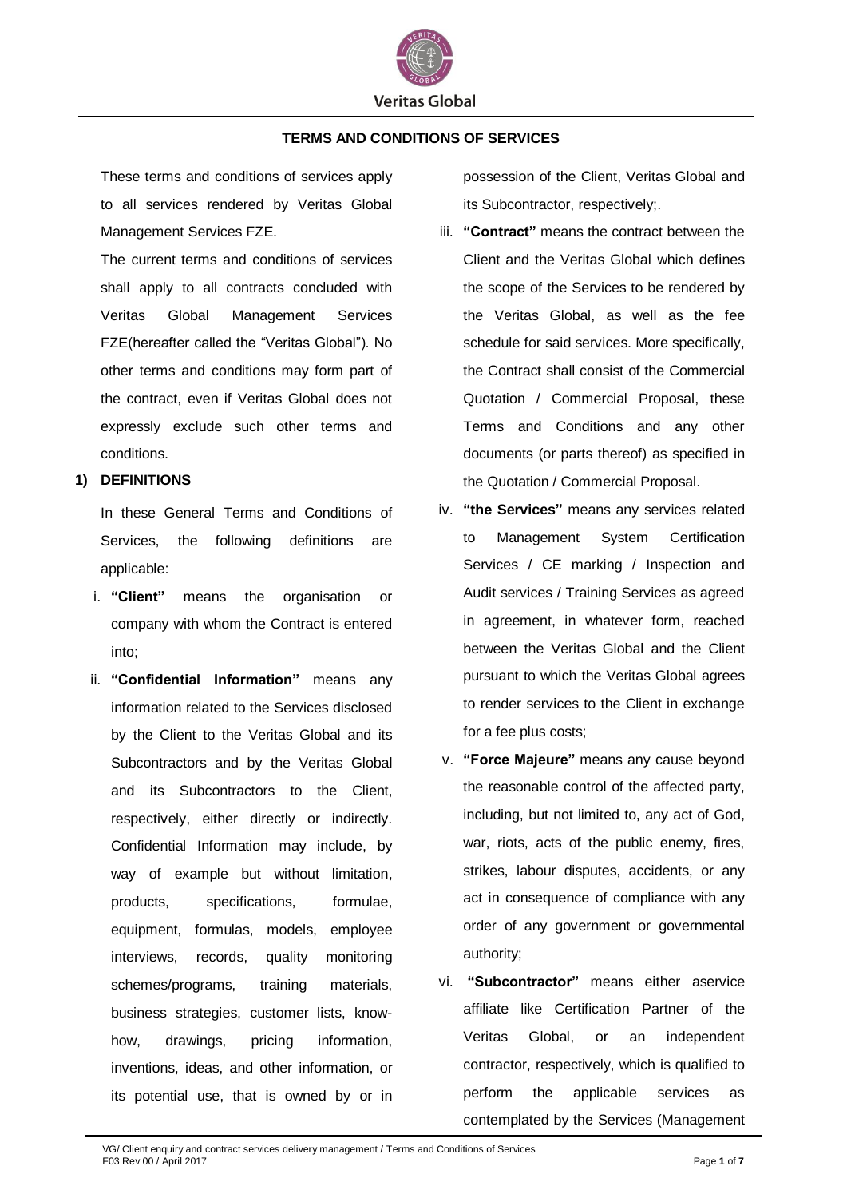# TERMS AND CONDITIONS OF SERVICES

These terms and conditions of services apply to all services rendered by Veritas Global Management Services FZE.

The current terms and conditions of services shall apply to all contracts concluded with Veritas Global Management Services FZE(hereafter called the "Veritas Global"). No other terms and conditions may form part of the contract, even if Veritas Global does not expressly exclude such other terms and conditions.

## 1) DEFINITIONS

In these General Terms and Conditions of Services, the following definitions are applicable:

i. **"Client"** means the organisation or company with whom the Contract is entered into;

ii. **"Confidential Information"** means any information related to the Services disclosed by the Client to the Veritas Global and its Subcontractors and by the Veritas Global and its Subcontractors to the Client, respectively, either directly or indirectly. Confidential Information may include, by way of example but without limitation, products, specifications, formulae, equipment, formulas, models, employee interviews, records, quality monitoring schemes/programs, training materials, business strategies, customer lists, know-how, drawings, pricing information, inventions, ideas, and other information, or its potential use, that is owned by or in possession of the Client, Veritas Global and its Subcontractor, respectively;.

iii. **"Contract"** means the contract between the Client and the Veritas Global which defines the scope of the Services to be rendered by the Veritas Global, as well as the fee schedule for said services. More specifically, the Contract shall consist of the Commercial Quotation / Commercial Proposal, these Terms and Conditions and any other documents (or parts thereof) as specified in the Quotation / Commercial Proposal.

iv. **"the Services"** means any services related to Management System Certification Services / CE marking / Inspection and Audit services / Training Services as agreed in agreement, in whatever form, reached between the Veritas Global and the Client pursuant to which the Veritas Global agrees to render services to the Client in exchange for a fee plus costs;

v. **"Force Majeure"** means any cause beyond the reasonable control of the affected party, including, but not limited to, any act of God, war, riots, acts of the public enemy, fires, strikes, labour disputes, accidents, or any act in consequence of compliance with any order of any government or governmental authority;

vi. **"Subcontractor"** means either aservice affiliate like Certification Partner of the Veritas Global, or an independent contractor, respectively, which is qualified to perform the applicable services as contemplated by the Services (Management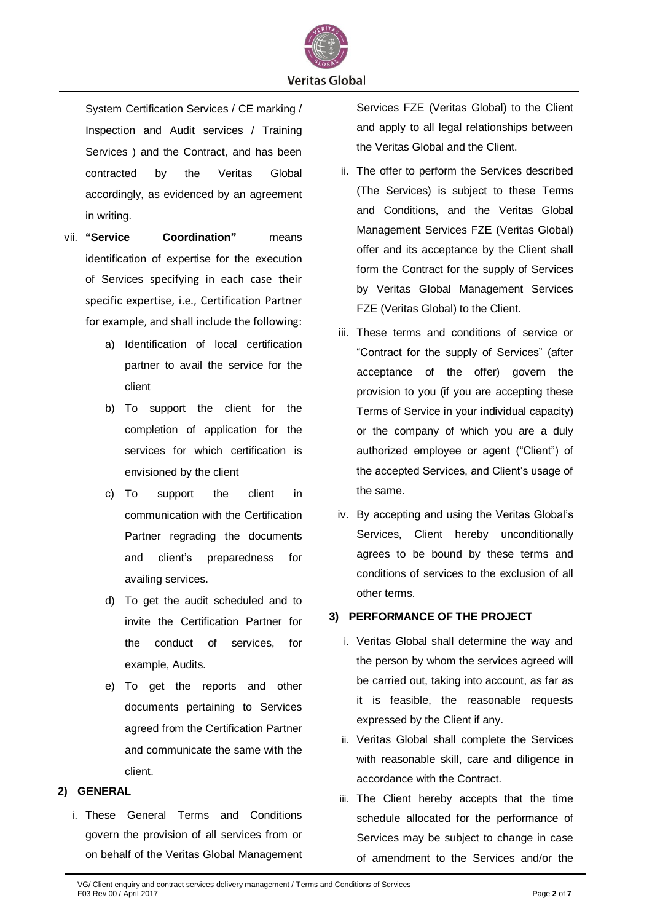System Certification Services / CE marking / Inspection and Audit services / Training Services ) and the Contract, and has been contracted by the Veritas Global accordingly, as evidenced by an agreement in writing.

vii. **"Service Coordination"** means identification of expertise for the execution of Services specifying in each case their specific expertise, i.e., Certification Partner for example, and shall include the following:

   a) Identification of local certification partner to avail the service for the client

   b) To support the client for the completion of application for the services for which certification is envisioned by the client

   c) To support the client in communication with the Certification Partner regrading the documents and client's preparedness for availing services.

   d) To get the audit scheduled and to invite the Certification Partner for the conduct of services, for example, Audits.

   e) To get the reports and other documents pertaining to Services agreed from the Certification Partner and communicate the same with the client.

## 2) GENERAL

i. These General Terms and Conditions govern the provision of all services from or on behalf of the Veritas Global Management Services FZE (Veritas Global) to the Client and apply to all legal relationships between the Veritas Global and the Client.

ii. The offer to perform the Services described (The Services) is subject to these Terms and Conditions, and the Veritas Global Management Services FZE (Veritas Global) offer and its acceptance by the Client shall form the Contract for the supply of Services by Veritas Global Management Services FZE (Veritas Global) to the Client.

iii. These terms and conditions of service or "Contract for the supply of Services" (after acceptance of the offer) govern the provision to you (if you are accepting these Terms of Service in your individual capacity) or the company of which you are a duly authorized employee or agent ("Client") of the accepted Services, and Client's usage of the same.

iv. By accepting and using the Veritas Global's Services, Client hereby unconditionally agrees to be bound by these terms and conditions of services to the exclusion of all other terms.

## 3) PERFORMANCE OF THE PROJECT

i. Veritas Global shall determine the way and the person by whom the services agreed will be carried out, taking into account, as far as it is feasible, the reasonable requests expressed by the Client if any.

ii. Veritas Global shall complete the Services with reasonable skill, care and diligence in accordance with the Contract.

iii. The Client hereby accepts that the time schedule allocated for the performance of Services may be subject to change in case of amendment to the Services and/or the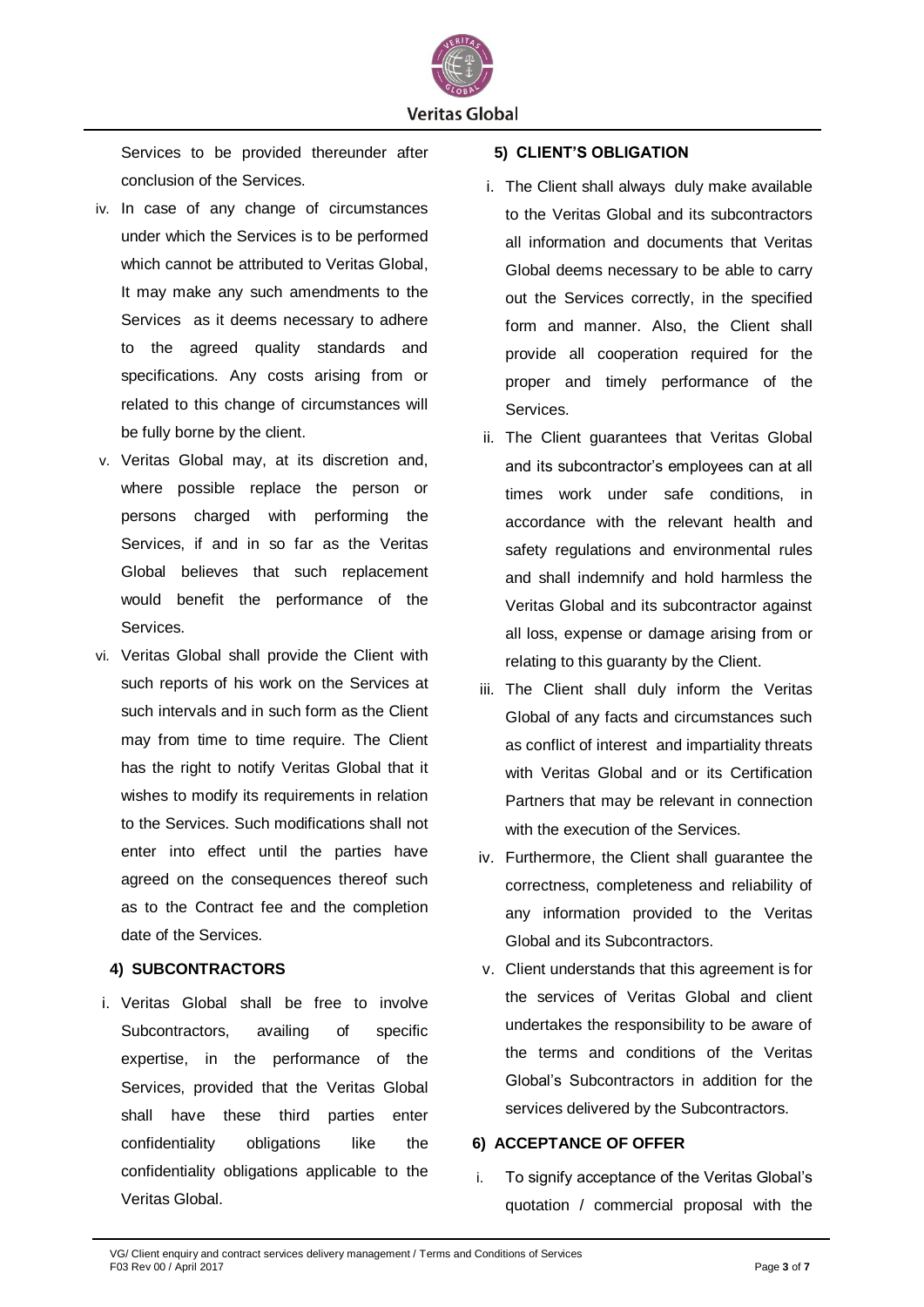Services to be provided thereunder after conclusion of the Services.

iv. In case of any change of circumstances under which the Services is to be performed which cannot be attributed to Veritas Global, It may make any such amendments to the Services as it deems necessary to adhere to the agreed quality standards and specifications. Any costs arising from or related to this change of circumstances will be fully borne by the client.

v. Veritas Global may, at its discretion and, where possible replace the person or persons charged with performing the Services, if and in so far as the Veritas Global believes that such replacement would benefit the performance of the Services.

vi. Veritas Global shall provide the Client with such reports of his work on the Services at such intervals and in such form as the Client may from time to time require. The Client has the right to notify Veritas Global that it wishes to modify its requirements in relation to the Services. Such modifications shall not enter into effect until the parties have agreed on the consequences thereof such as to the Contract fee and the completion date of the Services.

### 4) SUBCONTRACTORS

i. Veritas Global shall be free to involve Subcontractors, availing of specific expertise, in the performance of the Services, provided that the Veritas Global shall have these third parties enter confidentiality obligations like the confidentiality obligations applicable to the Veritas Global.

### 5) CLIENT'S OBLIGATION

i. The Client shall always duly make available to the Veritas Global and its subcontractors all information and documents that Veritas Global deems necessary to be able to carry out the Services correctly, in the specified form and manner. Also, the Client shall provide all cooperation required for the proper and timely performance of the Services.

ii. The Client guarantees that Veritas Global and its subcontractor's employees can at all times work under safe conditions, in accordance with the relevant health and safety regulations and environmental rules and shall indemnify and hold harmless the Veritas Global and its subcontractor against all loss, expense or damage arising from or relating to this guaranty by the Client.

iii. The Client shall duly inform the Veritas Global of any facts and circumstances such as conflict of interest and impartiality threats with Veritas Global and or its Certification Partners that may be relevant in connection with the execution of the Services.

iv. Furthermore, the Client shall guarantee the correctness, completeness and reliability of any information provided to the Veritas Global and its Subcontractors.

v. Client understands that this agreement is for the services of Veritas Global and client undertakes the responsibility to be aware of the terms and conditions of the Veritas Global's Subcontractors in addition for the services delivered by the Subcontractors.

### 6) ACCEPTANCE OF OFFER

i. To signify acceptance of the Veritas Global's quotation / commercial proposal with the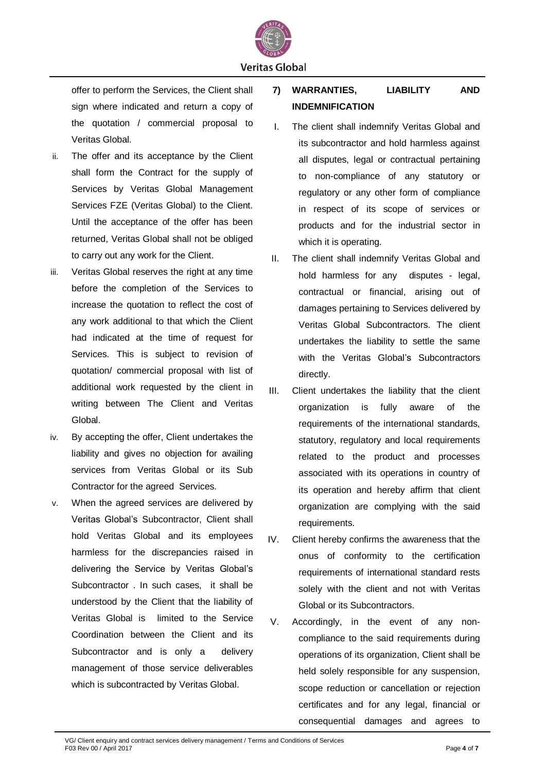offer to perform the Services, the Client shall sign where indicated and return a copy of the quotation / commercial proposal to Veritas Global.

ii. The offer and its acceptance by the Client shall form the Contract for the supply of Services by Veritas Global Management Services FZE (Veritas Global) to the Client. Until the acceptance of the offer has been returned, Veritas Global shall not be obliged to carry out any work for the Client.

iii. Veritas Global reserves the right at any time before the completion of the Services to increase the quotation to reflect the cost of any work additional to that which the Client had indicated at the time of request for Services. This is subject to revision of quotation/ commercial proposal with list of additional work requested by the client in writing between The Client and Veritas Global.

iv. By accepting the offer, Client undertakes the liability and gives no objection for availing services from Veritas Global or its Sub Contractor for the agreed Services.

v. When the agreed services are delivered by Veritas Global's Subcontractor, Client shall hold Veritas Global and its employees harmless for the discrepancies raised in delivering the Service by Veritas Global's Subcontractor . In such cases, it shall be understood by the Client that the liability of Veritas Global is limited to the Service Coordination between the Client and its Subcontractor and is only a delivery management of those service deliverables which is subcontracted by Veritas Global.

## 7) WARRANTIES, LIABILITY AND INDEMNIFICATION

I. The client shall indemnify Veritas Global and its subcontractor and hold harmless against all disputes, legal or contractual pertaining to non-compliance of any statutory or regulatory or any other form of compliance in respect of its scope of services or products and for the industrial sector in which it is operating.

II. The client shall indemnify Veritas Global and hold harmless for any disputes - legal, contractual or financial, arising out of damages pertaining to Services delivered by Veritas Global Subcontractors. The client undertakes the liability to settle the same with the Veritas Global's Subcontractors directly.

III. Client undertakes the liability that the client organization is fully aware of the requirements of the international standards, statutory, regulatory and local requirements related to the product and processes associated with its operations in country of its operation and hereby affirm that client organization are complying with the said requirements.

IV. Client hereby confirms the awareness that the onus of conformity to the certification requirements of international standard rests solely with the client and not with Veritas Global or its Subcontractors.

V. Accordingly, in the event of any non-compliance to the said requirements during operations of its organization, Client shall be held solely responsible for any suspension, scope reduction or cancellation or rejection certificates and for any legal, financial or consequential damages and agrees to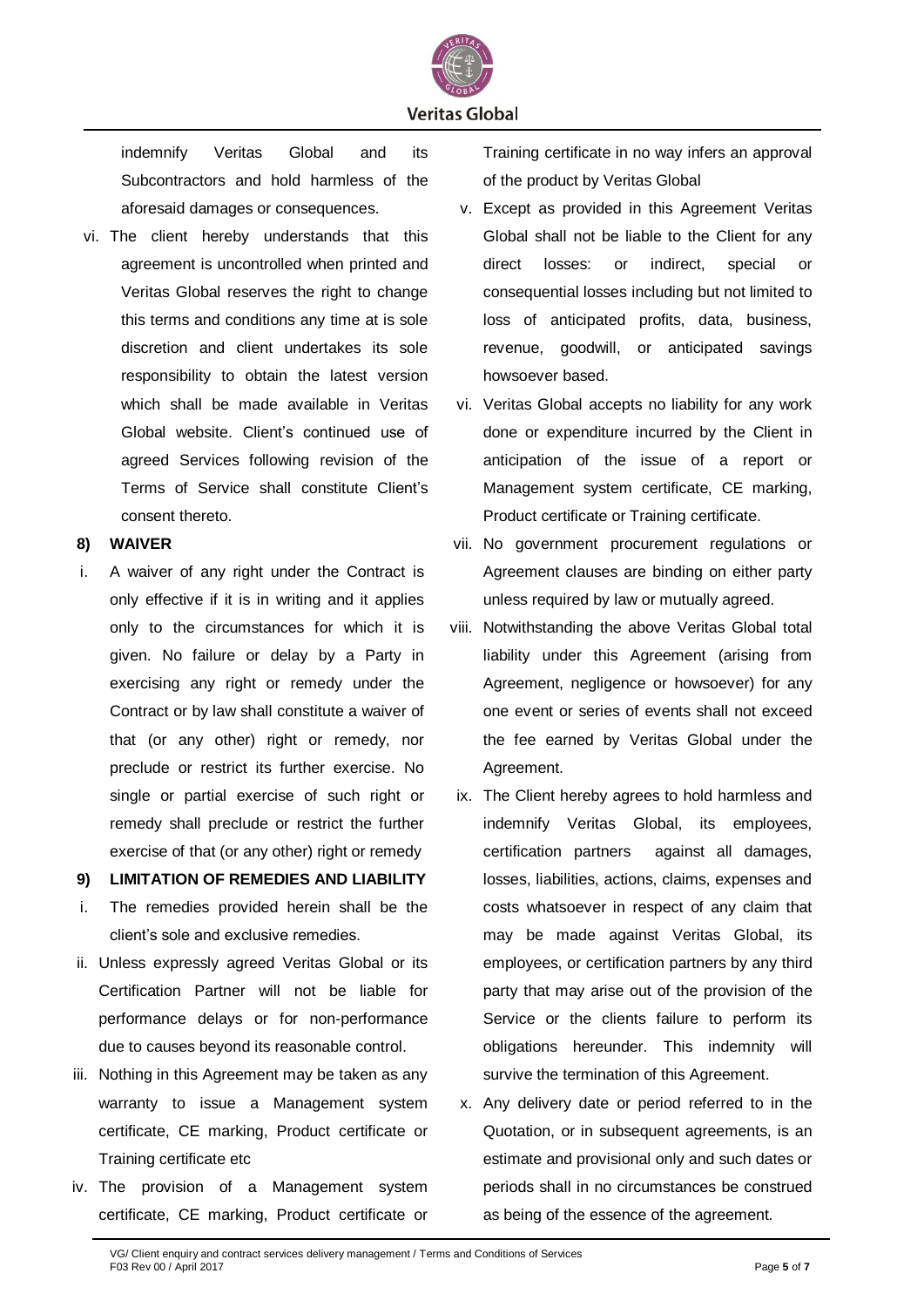indemnify Veritas Global and its Subcontractors and hold harmless of the aforesaid damages or consequences.

vi. The client hereby understands that this agreement is uncontrolled when printed and Veritas Global reserves the right to change this terms and conditions any time at is sole discretion and client undertakes its sole responsibility to obtain the latest version which shall be made available in Veritas Global website. Client's continued use of agreed Services following revision of the Terms of Service shall constitute Client's consent thereto.

**8) WAIVER**

i. A waiver of any right under the Contract is only effective if it is in writing and it applies only to the circumstances for which it is given. No failure or delay by a Party in exercising any right or remedy under the Contract or by law shall constitute a waiver of that (or any other) right or remedy, nor preclude or restrict its further exercise. No single or partial exercise of such right or remedy shall preclude or restrict the further exercise of that (or any other) right or remedy

**9) LIMITATION OF REMEDIES AND LIABILITY**

i. The remedies provided herein shall be the client's sole and exclusive remedies.

ii. Unless expressly agreed Veritas Global or its Certification Partner will not be liable for performance delays or for non-performance due to causes beyond its reasonable control.

iii. Nothing in this Agreement may be taken as any warranty to issue a Management system certificate, CE marking, Product certificate or Training certificate etc

iv. The provision of a Management system certificate, CE marking, Product certificate or Training certificate in no way infers an approval of the product by Veritas Global

v. Except as provided in this Agreement Veritas Global shall not be liable to the Client for any direct losses: or indirect, special or consequential losses including but not limited to loss of anticipated profits, data, business, revenue, goodwill, or anticipated savings howsoever based.

vi. Veritas Global accepts no liability for any work done or expenditure incurred by the Client in anticipation of the issue of a report or Management system certificate, CE marking, Product certificate or Training certificate.

vii. No government procurement regulations or Agreement clauses are binding on either party unless required by law or mutually agreed.

viii. Notwithstanding the above Veritas Global total liability under this Agreement (arising from Agreement, negligence or howsoever) for any one event or series of events shall not exceed the fee earned by Veritas Global under the Agreement.

ix. The Client hereby agrees to hold harmless and indemnify Veritas Global, its employees, certification partners against all damages, losses, liabilities, actions, claims, expenses and costs whatsoever in respect of any claim that may be made against Veritas Global, its employees, or certification partners by any third party that may arise out of the provision of the Service or the clients failure to perform its obligations hereunder. This indemnity will survive the termination of this Agreement.

x. Any delivery date or period referred to in the Quotation, or in subsequent agreements, is an estimate and provisional only and such dates or periods shall in no circumstances be construed as being of the essence of the agreement.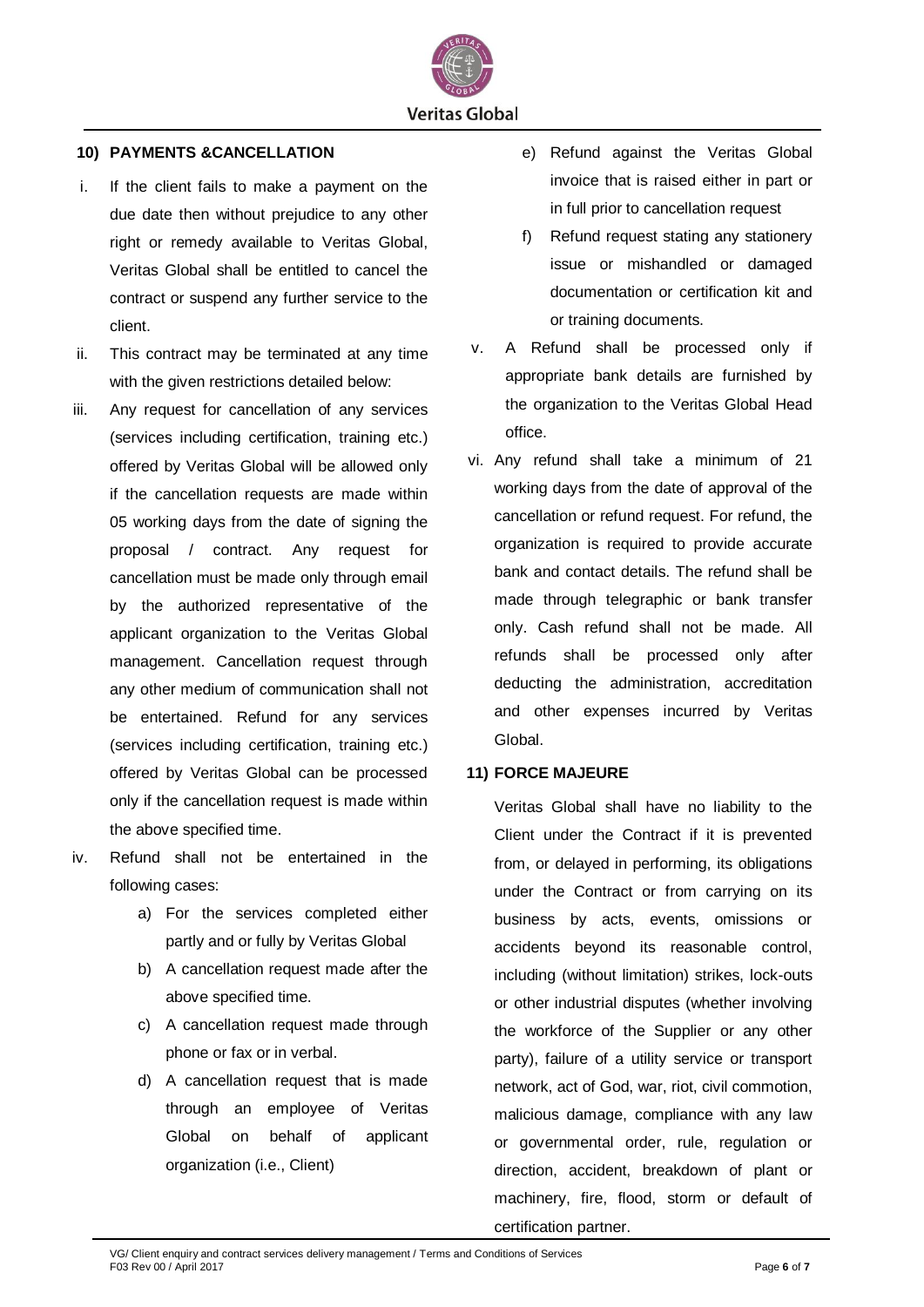## 10) PAYMENTS &CANCELLATION

i. If the client fails to make a payment on the due date then without prejudice to any other right or remedy available to Veritas Global, Veritas Global shall be entitled to cancel the contract or suspend any further service to the client.

ii. This contract may be terminated at any time with the given restrictions detailed below:

iii. Any request for cancellation of any services (services including certification, training etc.) offered by Veritas Global will be allowed only if the cancellation requests are made within 05 working days from the date of signing the proposal / contract. Any request for cancellation must be made only through email by the authorized representative of the applicant organization to the Veritas Global management. Cancellation request through any other medium of communication shall not be entertained. Refund for any services (services including certification, training etc.) offered by Veritas Global can be processed only if the cancellation request is made within the above specified time.

iv. Refund shall not be entertained in the following cases:

   a) For the services completed either partly and or fully by Veritas Global
   b) A cancellation request made after the above specified time.
   c) A cancellation request made through phone or fax or in verbal.
   d) A cancellation request that is made through an employee of Veritas Global on behalf of applicant organization (i.e., Client)
   e) Refund against the Veritas Global invoice that is raised either in part or in full prior to cancellation request
   f) Refund request stating any stationery issue or mishandled or damaged documentation or certification kit and or training documents.

v. A Refund shall be processed only if appropriate bank details are furnished by the organization to the Veritas Global Head office.

vi. Any refund shall take a minimum of 21 working days from the date of approval of the cancellation or refund request. For refund, the organization is required to provide accurate bank and contact details. The refund shall be made through telegraphic or bank transfer only. Cash refund shall not be made. All refunds shall be processed only after deducting the administration, accreditation and other expenses incurred by Veritas Global.

## 11) FORCE MAJEURE

Veritas Global shall have no liability to the Client under the Contract if it is prevented from, or delayed in performing, its obligations under the Contract or from carrying on its business by acts, events, omissions or accidents beyond its reasonable control, including (without limitation) strikes, lock-outs or other industrial disputes (whether involving the workforce of the Supplier or any other party), failure of a utility service or transport network, act of God, war, riot, civil commotion, malicious damage, compliance with any law or governmental order, rule, regulation or direction, accident, breakdown of plant or machinery, fire, flood, storm or default of certification partner.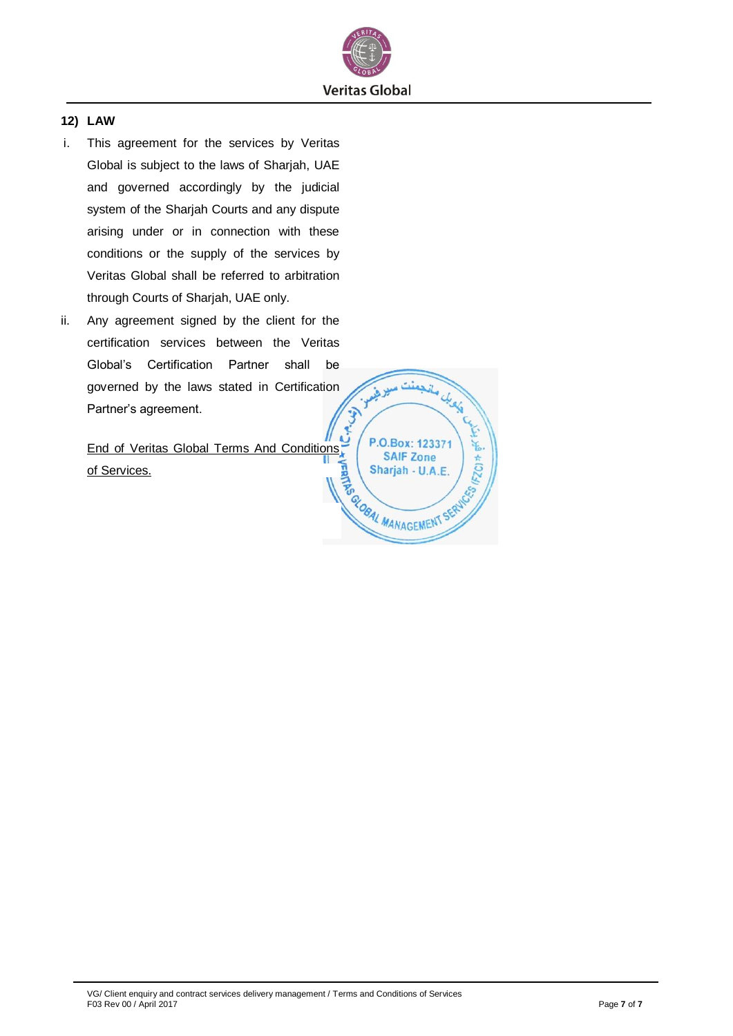## 12) LAW

i. This agreement for the services by Veritas Global is subject to the laws of Sharjah, UAE and governed accordingly by the judicial system of the Sharjah Courts and any dispute arising under or in connection with these conditions or the supply of the services by Veritas Global shall be referred to arbitration through Courts of Sharjah, UAE only.

ii. Any agreement signed by the client for the certification services between the Veritas Global's Certification Partner shall be governed by the laws stated in Certification Partner's agreement.

End of Veritas Global Terms And Conditions of Services.

P.O.Box: 123371
SAIF Zone
Sharjah - U.A.E.
VERITAS GLOBAL MANAGEMENT SERVICES (FZC)